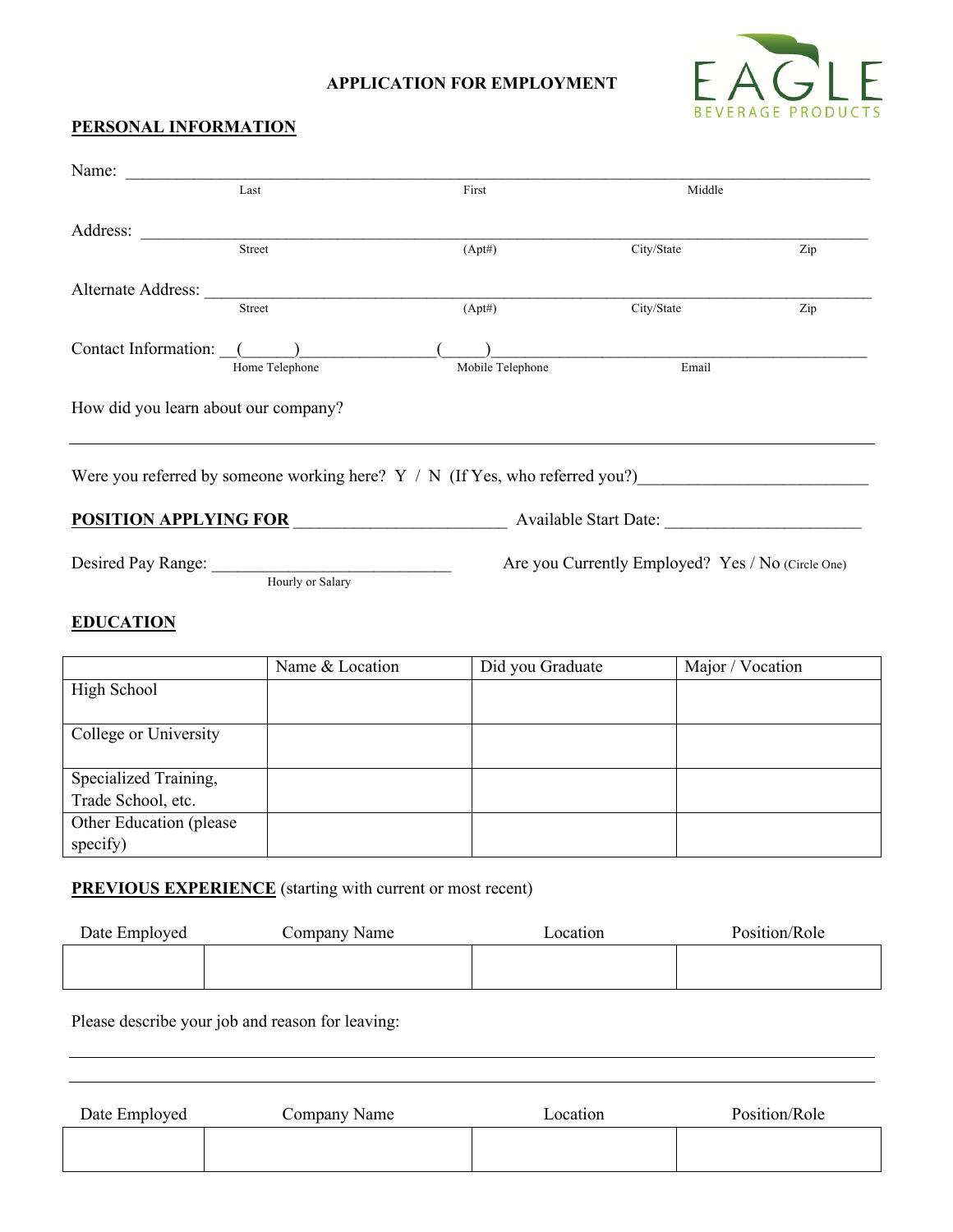# APPLICATION FOR EMPLOYMENT

EAGLE BEVERAGE PRODUCTS

## PERSONAL INFORMATION

Name: ______________________________________________________________________________
Last First Middle

Address: ____________________________________________________________________________
Street (Apt#) City/State Zip

Alternate Address: ____________________________________________________________________
Street (Apt#) City/State Zip

Contact Information: __(______)_______________(_____)____________________________________________
Home Telephone Mobile Telephone Email

How did you learn about our company?

______________________________________________________________________________________

Were you referred by someone working here? Y / N (If Yes, who referred you?)__________________________

**POSITION APPLYING FOR** ________________________ Available Start Date: ______________________

Desired Pay Range: ___________________________ Are you Currently Employed? Yes / No (Circle One)
Hourly or Salary

## EDUCATION

| | Name & Location | Did you Graduate | Major / Vocation |
|---|---|---|---|
| High School | | | |
| College or University | | | |
| Specialized Training, Trade School, etc. | | | |
| Other Education (please specify) | | | |

## PREVIOUS EXPERIENCE (starting with current or most recent)

| Date Employed | Company Name | Location | Position/Role |
|---|---|---|---|
| | | | |

Please describe your job and reason for leaving:

______________________________________________________________________________________

______________________________________________________________________________________

| Date Employed | Company Name | Location | Position/Role |
|---|---|---|---|
| | | | |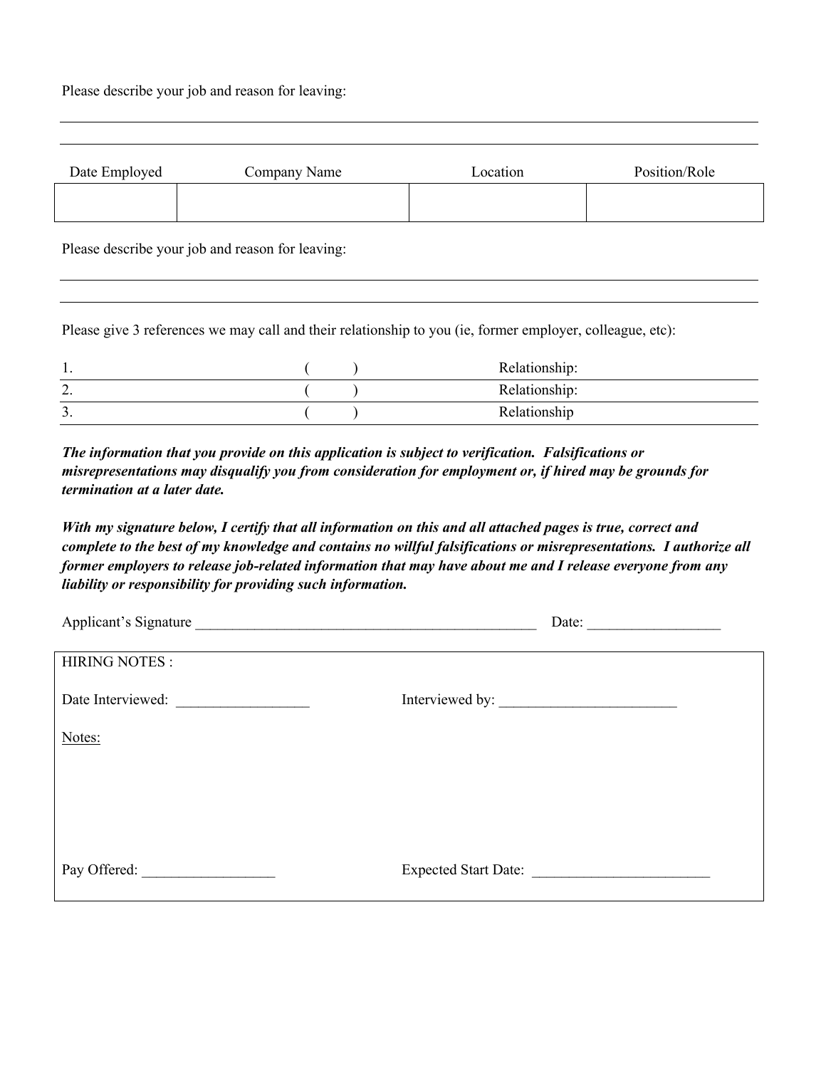Please describe your job and reason for leaving:

\_\_\_\_\_\_\_\_\_\_\_\_\_\_\_\_\_\_\_\_\_\_\_\_\_\_\_\_\_\_\_\_\_\_\_\_\_\_\_\_\_\_\_\_\_\_\_\_\_\_\_\_\_\_\_\_\_\_\_\_

\_\_\_\_\_\_\_\_\_\_\_\_\_\_\_\_\_\_\_\_\_\_\_\_\_\_\_\_\_\_\_\_\_\_\_\_\_\_\_\_\_\_\_\_\_\_\_\_\_\_\_\_\_\_\_\_\_\_\_\_

| Date Employed | Company Name | Location | Position/Role |
|---|---|---|---|
| | | | |

Please describe your job and reason for leaving:

\_\_\_\_\_\_\_\_\_\_\_\_\_\_\_\_\_\_\_\_\_\_\_\_\_\_\_\_\_\_\_\_\_\_\_\_\_\_\_\_\_\_\_\_\_\_\_\_\_\_\_\_\_\_\_\_\_\_\_\_

\_\_\_\_\_\_\_\_\_\_\_\_\_\_\_\_\_\_\_\_\_\_\_\_\_\_\_\_\_\_\_\_\_\_\_\_\_\_\_\_\_\_\_\_\_\_\_\_\_\_\_\_\_\_\_\_\_\_\_\_

Please give 3 references we may call and their relationship to you (ie, former employer, colleague, etc):

| | | |
|---|---|---|
| 1. | (    ) | Relationship: |
| 2. | (    ) | Relationship: |
| 3. | (    ) | Relationship |

***The information that you provide on this application is subject to verification. Falsifications or misrepresentations may disqualify you from consideration for employment or, if hired may be grounds for termination at a later date.***

***With my signature below, I certify that all information on this and all attached pages is true, correct and complete to the best of my knowledge and contains no willful falsifications or misrepresentations. I authorize all former employers to release job-related information that may have about me and I release everyone from any liability or responsibility for providing such information.***

Applicant's Signature \_\_\_\_\_\_\_\_\_\_\_\_\_\_\_\_\_\_\_\_\_\_\_\_\_\_\_\_\_\_\_\_\_\_\_\_\_\_\_\_\_\_\_\_\_\_ Date: \_\_\_\_\_\_\_\_\_\_\_\_\_\_\_\_\_\_

HIRING NOTES :

Date Interviewed: \_\_\_\_\_\_\_\_\_\_\_\_\_\_\_\_\_\_ Interviewed by: \_\_\_\_\_\_\_\_\_\_\_\_\_\_\_\_\_\_\_\_\_\_\_\_

Notes:

Pay Offered: \_\_\_\_\_\_\_\_\_\_\_\_\_\_\_\_\_\_ Expected Start Date: \_\_\_\_\_\_\_\_\_\_\_\_\_\_\_\_\_\_\_\_\_\_\_\_